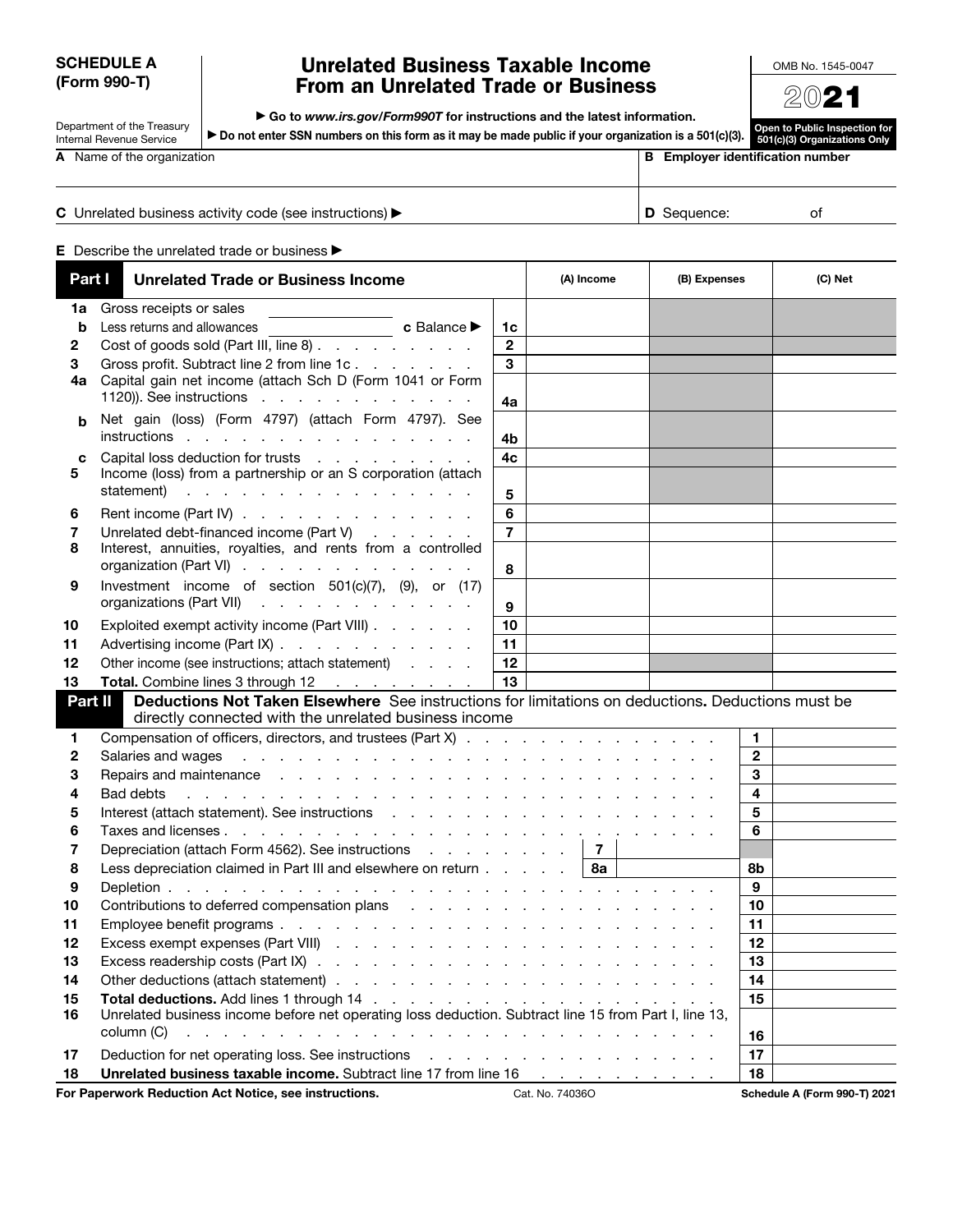**SCHEDULE A (Form 990-T)**

Department of the Treasury
Internal Revenue Service

# Unrelated Business Taxable Income From an Unrelated Trade or Business

▶ Go to *www.irs.gov/Form990T* for instructions and the latest information.

▶ Do not enter SSN numbers on this form as it may be made public if your organization is a 501(c)(3).

OMB No. 1545-0047

2021

Open to Public Inspection for 501(c)(3) Organizations Only

**A** Name of the organization

**B** Employer identification number

**C** Unrelated business activity code (see instructions) ▶

**D** Sequence: of

**E** Describe the unrelated trade or business ▶

| Part I | Unrelated Trade or Business Income | | (A) Income | (B) Expenses | (C) Net |
|---|---|---|---|---|---|
| 1a | Gross receipts or sales | | | | |
| b | Less returns and allowances c Balance ▶ | 1c | | | |
| 2 | Cost of goods sold (Part III, line 8) | 2 | | | |
| 3 | Gross profit. Subtract line 2 from line 1c | 3 | | | |
| 4a | Capital gain net income (attach Sch D (Form 1041 or Form 1120)). See instructions | 4a | | | |
| b | Net gain (loss) (Form 4797) (attach Form 4797). See instructions | 4b | | | |
| c | Capital loss deduction for trusts | 4c | | | |
| 5 | Income (loss) from a partnership or an S corporation (attach statement) | 5 | | | |
| 6 | Rent income (Part IV) | 6 | | | |
| 7 | Unrelated debt-financed income (Part V) | 7 | | | |
| 8 | Interest, annuities, royalties, and rents from a controlled organization (Part VI) | 8 | | | |
| 9 | Investment income of section 501(c)(7), (9), or (17) organizations (Part VII) | 9 | | | |
| 10 | Exploited exempt activity income (Part VIII) | 10 | | | |
| 11 | Advertising income (Part IX) | 11 | | | |
| 12 | Other income (see instructions; attach statement) | 12 | | | |
| 13 | **Total.** Combine lines 3 through 12 | 13 | | | |

**Part II** **Deductions Not Taken Elsewhere** See instructions for limitations on deductions**.** Deductions must be directly connected with the unrelated business income

| | | | | |
|---|---|---|---|---|
| 1 | Compensation of officers, directors, and trustees (Part X) | | 1 | |
| 2 | Salaries and wages | | 2 | |
| 3 | Repairs and maintenance | | 3 | |
| 4 | Bad debts | | 4 | |
| 5 | Interest (attach statement). See instructions | | 5 | |
| 6 | Taxes and licenses | | 6 | |
| 7 | Depreciation (attach Form 4562). See instructions | 7 | | |
| 8 | Less depreciation claimed in Part III and elsewhere on return | 8a | 8b | |
| 9 | Depletion | | 9 | |
| 10 | Contributions to deferred compensation plans | | 10 | |
| 11 | Employee benefit programs | | 11 | |
| 12 | Excess exempt expenses (Part VIII) | | 12 | |
| 13 | Excess readership costs (Part IX) | | 13 | |
| 14 | Other deductions (attach statement) | | 14 | |
| 15 | **Total deductions.** Add lines 1 through 14 | | 15 | |
| 16 | Unrelated business income before net operating loss deduction. Subtract line 15 from Part I, line 13, column (C) | | 16 | |
| 17 | Deduction for net operating loss. See instructions | | 17 | |
| 18 | **Unrelated business taxable income.** Subtract line 17 from line 16 | | 18 | |

**For Paperwork Reduction Act Notice, see instructions.** Cat. No. 74036O **Schedule A (Form 990-T) 2021**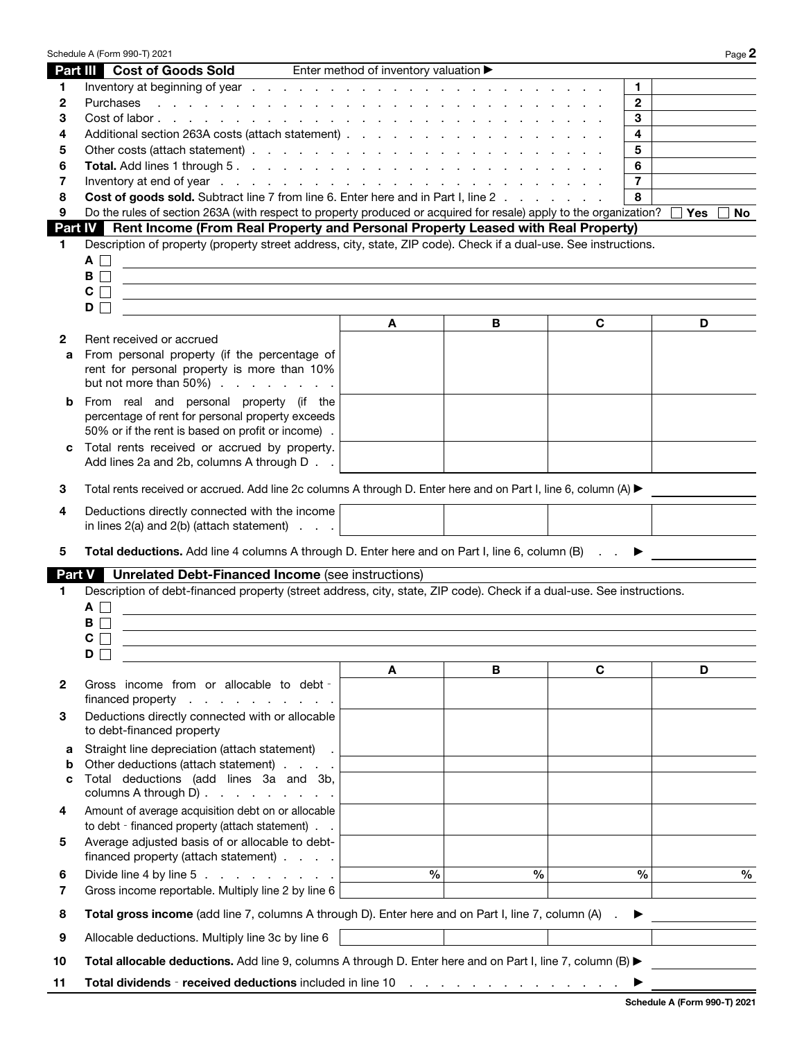Schedule A (Form 990-T) 2021

## Part III Cost of Goods Sold

Enter method of inventory valuation ▶

| | | | |
|---|---|---|---|
| 1 | Inventory at beginning of year | 1 | |
| 2 | Purchases | 2 | |
| 3 | Cost of labor | 3 | |
| 4 | Additional section 263A costs (attach statement) | 4 | |
| 5 | Other costs (attach statement) | 5 | |
| 6 | **Total.** Add lines 1 through 5 | 6 | |
| 7 | Inventory at end of year | 7 | |
| 8 | **Cost of goods sold.** Subtract line 7 from line 6. Enter here and in Part I, line 2 | 8 | |

9 Do the rules of section 263A (with respect to property produced or acquired for resale) apply to the organization? ☐ Yes ☐ No

## Part IV Rent Income (From Real Property and Personal Property Leased with Real Property)

1 Description of property (property street address, city, state, ZIP code). Check if a dual-use. See instructions.

A ☐

B ☐

C ☐

D ☐

| | | A | B | C | D |
|---|---|---|---|---|---|
| 2 | Rent received or accrued | | | | |
| a | From personal property (if the percentage of rent for personal property is more than 10% but not more than 50%) | | | | |
| b | From real and personal property (if the percentage of rent for personal property exceeds 50% or if the rent is based on profit or income) | | | | |
| c | Total rents received or accrued by property. Add lines 2a and 2b, columns A through D | | | | |

3 Total rents received or accrued. Add line 2c columns A through D. Enter here and on Part I, line 6, column (A) ▶

| | | A | B | C | D |
|---|---|---|---|---|---|
| 4 | Deductions directly connected with the income in lines 2(a) and 2(b) (attach statement) | | | | |

5 **Total deductions.** Add line 4 columns A through D. Enter here and on Part I, line 6, column (B) ▶

## Part V Unrelated Debt-Financed Income (see instructions)

1 Description of debt-financed property (street address, city, state, ZIP code). Check if a dual-use. See instructions.

A ☐

B ☐

C ☐

D ☐

| | | A | B | C | D |
|---|---|---|---|---|---|
| 2 | Gross income from or allocable to debt-financed property | | | | |
| 3 | Deductions directly connected with or allocable to debt-financed property | | | | |
| a | Straight line depreciation (attach statement) | | | | |
| b | Other deductions (attach statement) | | | | |
| c | Total deductions (add lines 3a and 3b, columns A through D) | | | | |
| 4 | Amount of average acquisition debt on or allocable to debt-financed property (attach statement) | | | | |
| 5 | Average adjusted basis of or allocable to debt-financed property (attach statement) | | | | |
| 6 | Divide line 4 by line 5 | % | % | % | % |
| 7 | Gross income reportable. Multiply line 2 by line 6 | | | | |

8 **Total gross income** (add line 7, columns A through D). Enter here and on Part I, line 7, column (A) ▶

| | | A | B | C | D |
|---|---|---|---|---|---|
| 9 | Allocable deductions. Multiply line 3c by line 6 | | | | |

10 **Total allocable deductions.** Add line 9, columns A through D. Enter here and on Part I, line 7, column (B) ▶

11 **Total dividends-received deductions** included in line 10 ▶

Schedule A (Form 990-T) 2021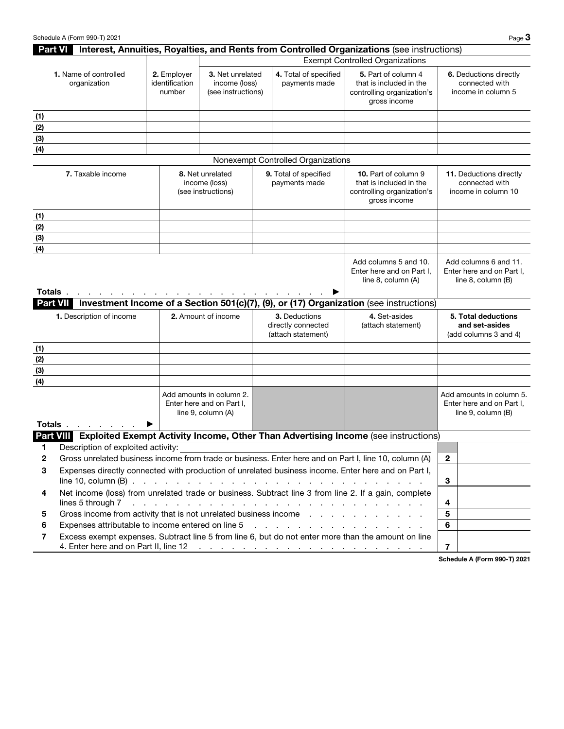## Part VI Interest, Annuities, Royalties, and Rents from Controlled Organizations (see instructions)

| 1. Name of controlled organization | 2. Employer identification number | Exempt Controlled Organizations | | | |
|---|---|---|---|---|---|
| | | 3. Net unrelated income (loss) (see instructions) | 4. Total of specified payments made | 5. Part of column 4 that is included in the controlling organization's gross income | 6. Deductions directly connected with income in column 5 |
| (1) | | | | | |
| (2) | | | | | |
| (3) | | | | | |
| (4) | | | | | |

**Nonexempt Controlled Organizations**

| | 7. Taxable income | 8. Net unrelated income (loss) (see instructions) | 9. Total of specified payments made | 10. Part of column 9 that is included in the controlling organization's gross income | 11. Deductions directly connected with income in column 10 |
|---|---|---|---|---|---|
| (1) | | | | | |
| (2) | | | | | |
| (3) | | | | | |
| (4) | | | | | |
| **Totals** ▶ | | | | Add columns 5 and 10. Enter here and on Part I, line 8, column (A) | Add columns 6 and 11. Enter here and on Part I, line 8, column (B) |

## Part VII Investment Income of a Section 501(c)(7), (9), or (17) Organization (see instructions)

| 1. Description of income | 2. Amount of income | 3. Deductions directly connected (attach statement) | 4. Set-asides (attach statement) | 5. Total deductions and set-asides (add columns 3 and 4) |
|---|---|---|---|---|
| (1) | | | | |
| (2) | | | | |
| (3) | | | | |
| (4) | | | | |
| **Totals** ▶ | Add amounts in column 2. Enter here and on Part I, line 9, column (A) | | | Add amounts in column 5. Enter here and on Part I, line 9, column (B) |

## Part VIII Exploited Exempt Activity Income, Other Than Advertising Income (see instructions)

| | | | |
|---|---|---|---|
| 1 | Description of exploited activity: | | |
| 2 | Gross unrelated business income from trade or business. Enter here and on Part I, line 10, column (A) | 2 | |
| 3 | Expenses directly connected with production of unrelated business income. Enter here and on Part I, line 10, column (B) | 3 | |
| 4 | Net income (loss) from unrelated trade or business. Subtract line 3 from line 2. If a gain, complete lines 5 through 7 | 4 | |
| 5 | Gross income from activity that is not unrelated business income | 5 | |
| 6 | Expenses attributable to income entered on line 5 | 6 | |
| 7 | Excess exempt expenses. Subtract line 5 from line 6, but do not enter more than the amount on line 4. Enter here and on Part II, line 12 | 7 | |

Schedule A (Form 990-T) 2021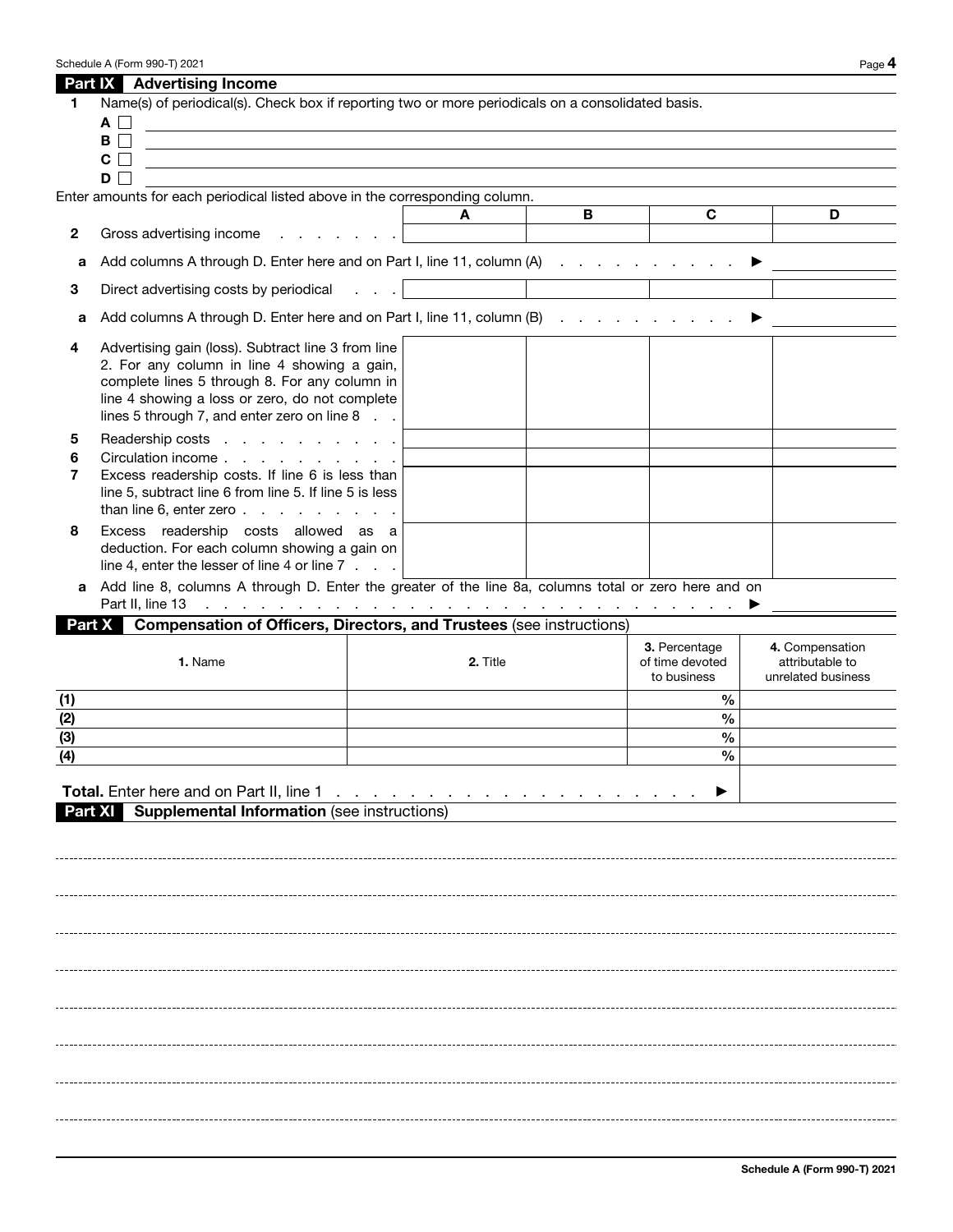## Part IX Advertising Income

**1** Name(s) of periodical(s). Check box if reporting two or more periodicals on a consolidated basis.

A ☐

B ☐

C ☐

D ☐

Enter amounts for each periodical listed above in the corresponding column.

| | | A | B | C | D |
|---|---|---|---|---|---|
| **2** | Gross advertising income | | | | |
| **a** | Add columns A through D. Enter here and on Part I, line 11, column (A) ▶ | | | | |
| **3** | Direct advertising costs by periodical | | | | |
| **a** | Add columns A through D. Enter here and on Part I, line 11, column (B) ▶ | | | | |
| **4** | Advertising gain (loss). Subtract line 3 from line 2. For any column in line 4 showing a gain, complete lines 5 through 8. For any column in line 4 showing a loss or zero, do not complete lines 5 through 7, and enter zero on line 8 | | | | |
| **5** | Readership costs | | | | |
| **6** | Circulation income | | | | |
| **7** | Excess readership costs. If line 6 is less than line 5, subtract line 6 from line 5. If line 5 is less than line 6, enter zero | | | | |
| **8** | Excess readership costs allowed as a deduction. For each column showing a gain on line 4, enter the lesser of line 4 or line 7 | | | | |
| **a** | Add line 8, columns A through D. Enter the greater of the line 8a, columns total or zero here and on Part II, line 13 ▶ | | | | |

## Part X Compensation of Officers, Directors, and Trustees (see instructions)

| | 1. Name | 2. Title | 3. Percentage of time devoted to business | 4. Compensation attributable to unrelated business |
|---|---|---|---|---|
| (1) | | | % | |
| (2) | | | % | |
| (3) | | | % | |
| (4) | | | % | |
| **Total.** Enter here and on Part II, line 1 ▶ | | | | |

## Part XI Supplemental Information (see instructions)